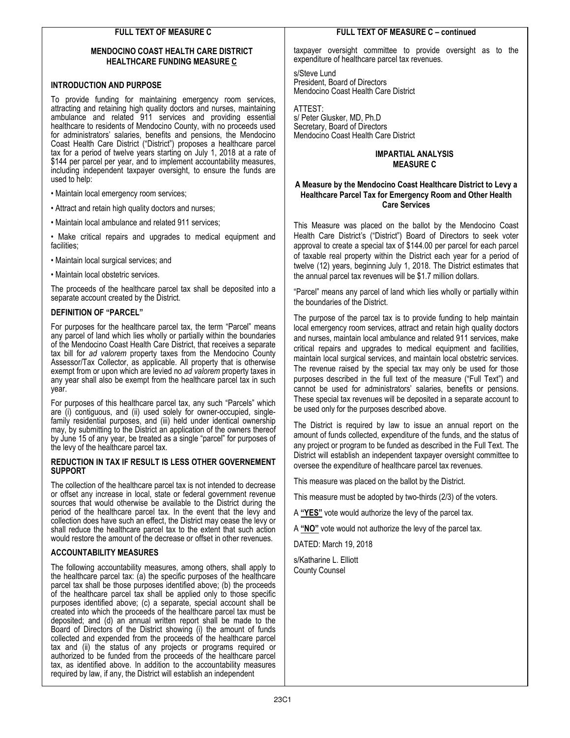# FULL TEXT OF MEASURE C

## MENDOCINO COAST HEALTH CARE DISTRICT HEALTHCARE FUNDING MEASURE C

### INTRODUCTION AND PURPOSE

To provide funding for maintaining emergency room services, attracting and retaining high quality doctors and nurses, maintaining ambulance and related 911 services and providing essential healthcare to residents of Mendocino County, with no proceeds used for administrators' salaries, benefits and pensions, the Mendocino Coast Health Care District ("District") proposes a healthcare parcel tax for a period of twelve years starting on July 1, 2018 at a rate of $144 per parcel per year, and to implement accountability measures, including independent taxpayer oversight, to ensure the funds are used to help:

- Maintain local emergency room services;
- Attract and retain high quality doctors and nurses;
- Maintain local ambulance and related 911 services;
- Make critical repairs and upgrades to medical equipment and facilities;
- Maintain local surgical services; and
- Maintain local obstetric services.

The proceeds of the healthcare parcel tax shall be deposited into a separate account created by the District.

### DEFINITION OF "PARCEL"

For purposes for the healthcare parcel tax, the term "Parcel" means any parcel of land which lies wholly or partially within the boundaries of the Mendocino Coast Health Care District, that receives a separate tax bill for *ad valorem* property taxes from the Mendocino County Assessor/Tax Collector, as applicable. All property that is otherwise exempt from or upon which are levied no *ad valorem* property taxes in any year shall also be exempt from the healthcare parcel tax in such year.

For purposes of this healthcare parcel tax, any such "Parcels" which are (i) contiguous, and (ii) used solely for owner-occupied, single-family residential purposes, and (iii) held under identical ownership may, by submitting to the District an application of the owners thereof by June 15 of any year, be treated as a single "parcel" for purposes of the levy of the healthcare parcel tax.

### REDUCTION IN TAX IF RESULT IS LESS OTHER GOVERENEMENT SUPPORT

The collection of the healthcare parcel tax is not intended to decrease or offset any increase in local, state or federal government revenue sources that would otherwise be available to the District during the period of the healthcare parcel tax. In the event that the levy and collection does have such an effect, the District may cease the levy or shall reduce the healthcare parcel tax to the extent that such action would restore the amount of the decrease or offset in other revenues.

### ACCOUNTABILITY MEASURES

The following accountability measures, among others, shall apply to the healthcare parcel tax: (a) the specific purposes of the healthcare parcel tax shall be those purposes identified above; (b) the proceeds of the healthcare parcel tax shall be applied only to those specific purposes identified above; (c) a separate, special account shall be created into which the proceeds of the healthcare parcel tax must be deposited; and (d) an annual written report shall be made to the Board of Directors of the District showing (i) the amount of funds collected and expended from the proceeds of the healthcare parcel tax and (ii) the status of any projects or programs required or authorized to be funded from the proceeds of the healthcare parcel tax, as identified above. In addition to the accountability measures required by law, if any, the District will establish an independent taxpayer oversight committee to provide oversight as to the expenditure of healthcare parcel tax revenues.

s/Steve Lund
President, Board of Directors
Mendocino Coast Health Care District

ATTEST:
s/ Peter Glusker, MD, Ph.D
Secretary, Board of Directors
Mendocino Coast Health Care District

# IMPARTIAL ANALYSIS MEASURE C

## A Measure by the Mendocino Coast Healthcare District to Levy a Healthcare Parcel Tax for Emergency Room and Other Health Care Services

This Measure was placed on the ballot by the Mendocino Coast Health Care District's ("District") Board of Directors to seek voter approval to create a special tax of $144.00 per parcel for each parcel of taxable real property within the District each year for a period of twelve (12) years, beginning July 1, 2018. The District estimates that the annual parcel tax revenues will be $1.7 million dollars.

"Parcel" means any parcel of land which lies wholly or partially within the boundaries of the District.

The purpose of the parcel tax is to provide funding to help maintain local emergency room services, attract and retain high quality doctors and nurses, maintain local ambulance and related 911 services, make critical repairs and upgrades to medical equipment and facilities, maintain local surgical services, and maintain local obstetric services. The revenue raised by the special tax may only be used for those purposes described in the full text of the measure ("Full Text") and cannot be used for administrators' salaries, benefits or pensions. These special tax revenues will be deposited in a separate account to be used only for the purposes described above.

The District is required by law to issue an annual report on the amount of funds collected, expenditure of the funds, and the status of any project or program to be funded as described in the Full Text. The District will establish an independent taxpayer oversight committee to oversee the expenditure of healthcare parcel tax revenues.

This measure was placed on the ballot by the District.

This measure must be adopted by two-thirds (2/3) of the voters.

A **"YES"** vote would authorize the levy of the parcel tax.

A **"NO"** vote would not authorize the levy of the parcel tax.

DATED: March 19, 2018

s/Katharine L. Elliott
County Counsel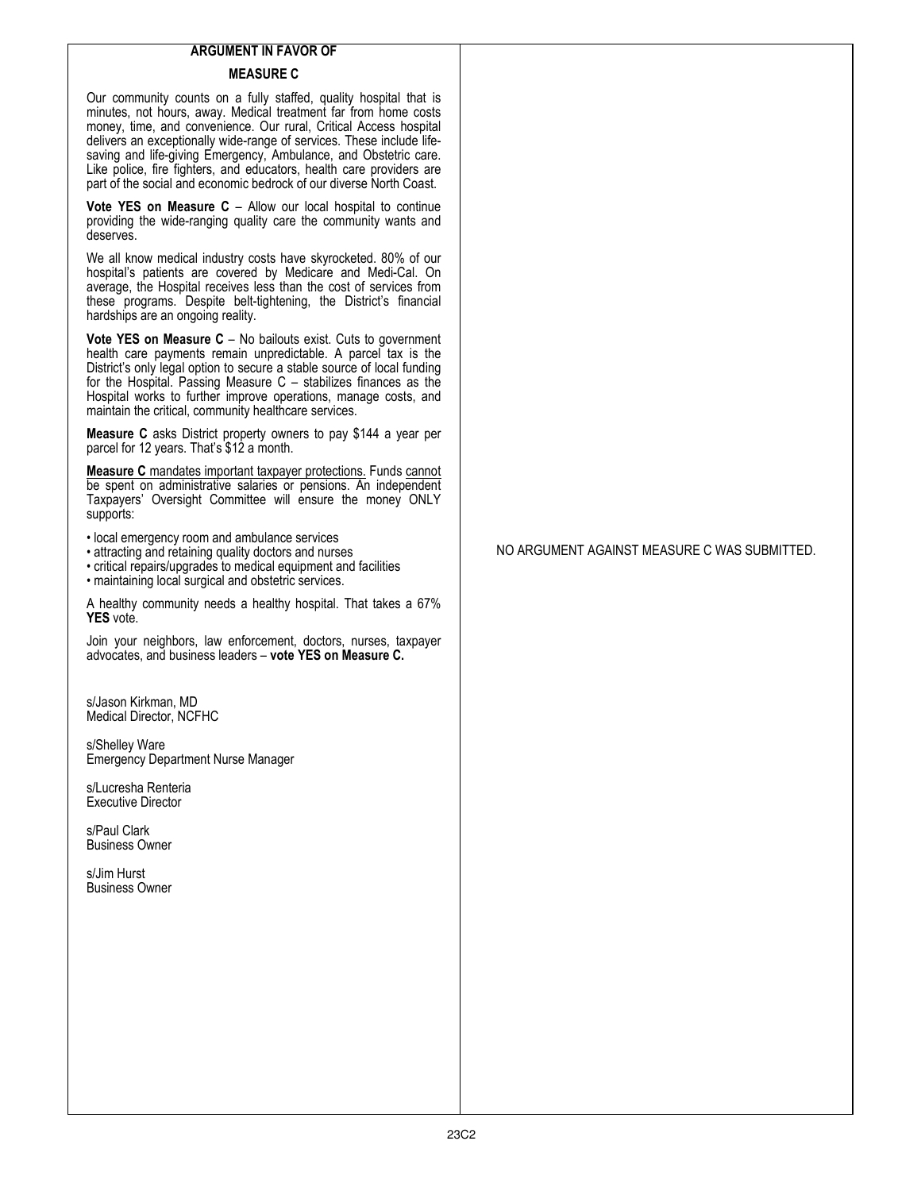## ARGUMENT IN FAVOR OF MEASURE C

Our community counts on a fully staffed, quality hospital that is minutes, not hours, away. Medical treatment far from home costs money, time, and convenience. Our rural, Critical Access hospital delivers an exceptionally wide-range of services. These include life-saving and life-giving Emergency, Ambulance, and Obstetric care. Like police, fire fighters, and educators, health care providers are part of the social and economic bedrock of our diverse North Coast.

**Vote YES on Measure C** – Allow our local hospital to continue providing the wide-ranging quality care the community wants and deserves.

We all know medical industry costs have skyrocketed. 80% of our hospital's patients are covered by Medicare and Medi-Cal. On average, the Hospital receives less than the cost of services from these programs. Despite belt-tightening, the District's financial hardships are an ongoing reality.

**Vote YES on Measure C** – No bailouts exist. Cuts to government health care payments remain unpredictable. A parcel tax is the District's only legal option to secure a stable source of local funding for the Hospital. Passing Measure C – stabilizes finances as the Hospital works to further improve operations, manage costs, and maintain the critical, community healthcare services.

**Measure C** asks District property owners to pay $144 a year per parcel for 12 years. That's $12 a month.

**Measure C** mandates important taxpayer protections. Funds cannot be spent on administrative salaries or pensions. An independent Taxpayers' Oversight Committee will ensure the money ONLY supports:

- local emergency room and ambulance services
- attracting and retaining quality doctors and nurses
- critical repairs/upgrades to medical equipment and facilities
- maintaining local surgical and obstetric services.

A healthy community needs a healthy hospital. That takes a 67% **YES** vote.

Join your neighbors, law enforcement, doctors, nurses, taxpayer advocates, and business leaders – **vote YES on Measure C.**

s/Jason Kirkman, MD
Medical Director, NCFHC

s/Shelley Ware
Emergency Department Nurse Manager

s/Lucresha Renteria
Executive Director

s/Paul Clark
Business Owner

s/Jim Hurst
Business Owner

NO ARGUMENT AGAINST MEASURE C WAS SUBMITTED.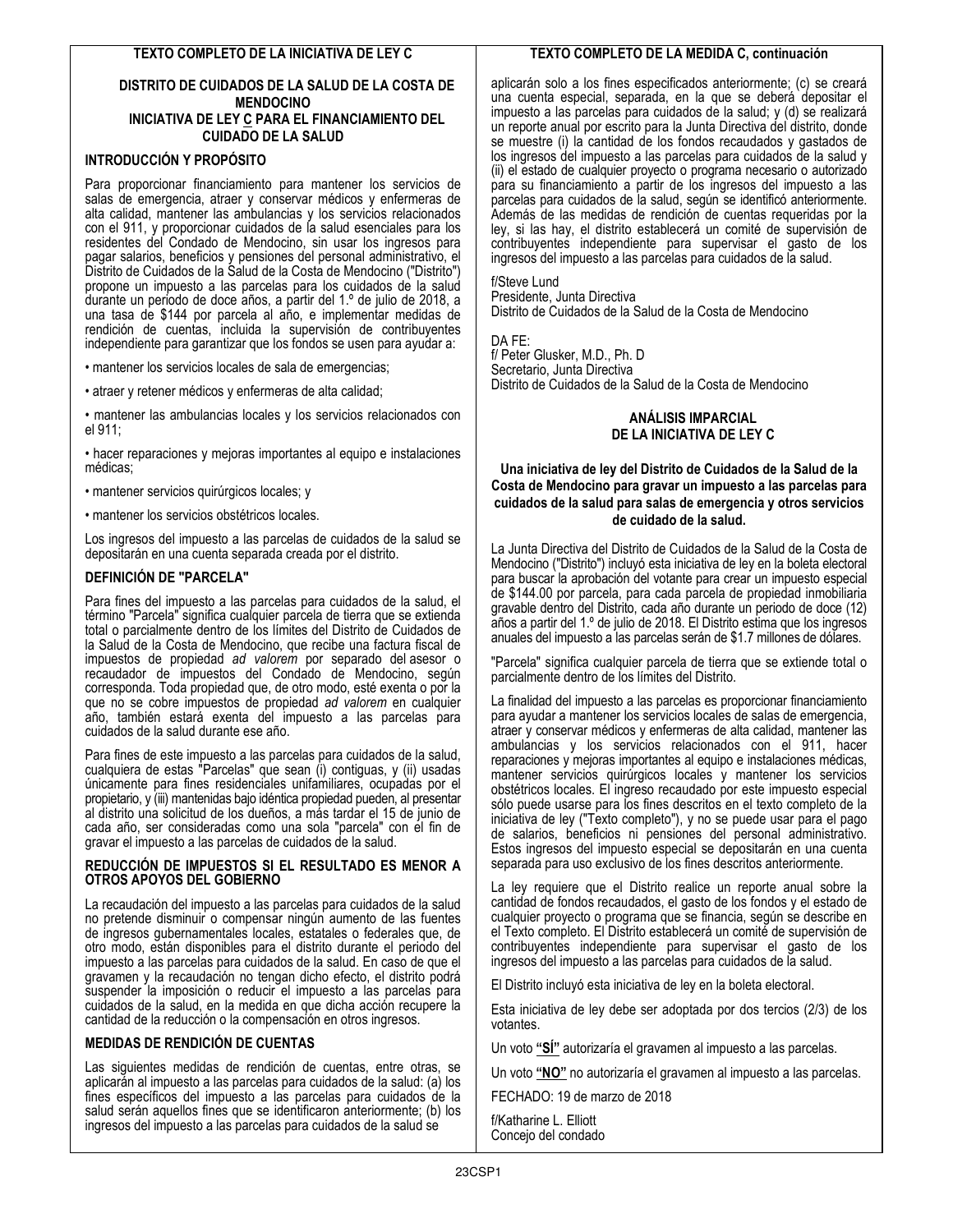## TEXTO COMPLETO DE LA INICIATIVA DE LEY C

### DISTRITO DE CUIDADOS DE LA SALUD DE LA COSTA DE MENDOCINO INICIATIVA DE LEY C PARA EL FINANCIAMIENTO DEL CUIDADO DE LA SALUD

### INTRODUCCIÓN Y PROPÓSITO

Para proporcionar financiamiento para mantener los servicios de salas de emergencia, atraer y conservar médicos y enfermeras de alta calidad, mantener las ambulancias y los servicios relacionados con el 911, y proporcionar cuidados de la salud esenciales para los residentes del Condado de Mendocino, sin usar los ingresos para pagar salarios, beneficios y pensiones del personal administrativo, el Distrito de Cuidados de la Salud de la Costa de Mendocino ("Distrito") propone un impuesto a las parcelas para los cuidados de la salud durante un periodo de doce años, a partir del 1.º de julio de 2018, a una tasa de $144 por parcela al año, e implementar medidas de rendición de cuentas, incluida la supervisión de contribuyentes independiente para garantizar que los fondos se usen para ayudar a:

- mantener los servicios locales de sala de emergencias;
- atraer y retener médicos y enfermeras de alta calidad;
- mantener las ambulancias locales y los servicios relacionados con el 911;
- hacer reparaciones y mejoras importantes al equipo e instalaciones médicas;
- mantener servicios quirúrgicos locales; y
- mantener los servicios obstétricos locales.

Los ingresos del impuesto a las parcelas de cuidados de la salud se depositarán en una cuenta separada creada por el distrito.

### DEFINICIÓN DE "PARCELA"

Para fines del impuesto a las parcelas para cuidados de la salud, el término "Parcela" significa cualquier parcela de tierra que se extienda total o parcialmente dentro de los límites del Distrito de Cuidados de la Salud de la Costa de Mendocino, que recibe una factura fiscal de impuestos de propiedad *ad valorem* por separado del asesor o recaudador de impuestos del Condado de Mendocino, según corresponda. Toda propiedad que, de otro modo, esté exenta o por la que no se cobre impuestos de propiedad *ad valorem* en cualquier año, también estará exenta del impuesto a las parcelas para cuidados de la salud durante ese año.

Para fines de este impuesto a las parcelas para cuidados de la salud, cualquiera de estas "Parcelas" que sean (i) contiguas, y (ii) usadas únicamente para fines residenciales unifamiliares, ocupadas por el propietario, y (iii) mantenidas bajo idéntica propiedad pueden, al presentar al distrito una solicitud de los dueños, a más tardar el 15 de junio de cada año, ser consideradas como una sola "parcela" con el fin de gravar el impuesto a las parcelas de cuidados de la salud.

### REDUCCIÓN DE IMPUESTOS SI EL RESULTADO ES MENOR A OTROS APOYOS DEL GOBIERNO

La recaudación del impuesto a las parcelas para cuidados de la salud no pretende disminuir o compensar ningún aumento de las fuentes de ingresos gubernamentales locales, estatales o federales que, de otro modo, están disponibles para el distrito durante el periodo del impuesto a las parcelas para cuidados de la salud. En caso de que el gravamen y la recaudación no tengan dicho efecto, el distrito podrá suspender la imposición o reducir el impuesto a las parcelas para cuidados de la salud, en la medida en que dicha acción recupere la cantidad de la reducción o la compensación en otros ingresos.

### MEDIDAS DE RENDICIÓN DE CUENTAS

Las siguientes medidas de rendición de cuentas, entre otras, se aplicarán al impuesto a las parcelas para cuidados de la salud: (a) los fines específicos del impuesto a las parcelas para cuidados de la salud serán aquellos fines que se identificaron anteriormente; (b) los ingresos del impuesto a las parcelas para cuidados de la salud se aplicarán solo a los fines especificados anteriormente; (c) se creará una cuenta especial, separada, en la que se deberá depositar el impuesto a las parcelas para cuidados de la salud; y (d) se realizará un reporte anual por escrito para la Junta Directiva del distrito, donde se muestre (i) la cantidad de los fondos recaudados y gastados de los ingresos del impuesto a las parcelas para cuidados de la salud y (ii) el estado de cualquier proyecto o programa necesario o autorizado para su financiamiento a partir de los ingresos del impuesto a las parcelas para cuidados de la salud, según se identificó anteriormente. Además de las medidas de rendición de cuentas requeridas por la ley, si las hay, el distrito establecerá un comité de supervisión de contribuyentes independiente para supervisar el gasto de los ingresos del impuesto a las parcelas para cuidados de la salud.

f/Steve Lund
Presidente, Junta Directiva
Distrito de Cuidados de la Salud de la Costa de Mendocino

DA FE:
f/ Peter Glusker, M.D., Ph. D
Secretario, Junta Directiva
Distrito de Cuidados de la Salud de la Costa de Mendocino

## ANÁLISIS IMPARCIAL DE LA INICIATIVA DE LEY C

**Una iniciativa de ley del Distrito de Cuidados de la Salud de la Costa de Mendocino para gravar un impuesto a las parcelas para cuidados de la salud para salas de emergencia y otros servicios de cuidado de la salud.**

La Junta Directiva del Distrito de Cuidados de la Salud de la Costa de Mendocino ("Distrito") incluyó esta iniciativa de ley en la boleta electoral para buscar la aprobación del votante para crear un impuesto especial de $144.00 por parcela, para cada parcela de propiedad inmobiliaria gravable dentro del Distrito, cada año durante un periodo de doce (12) años a partir del 1.º de julio de 2018. El Distrito estima que los ingresos anuales del impuesto a las parcelas serán de $1.7 millones de dólares.

"Parcela" significa cualquier parcela de tierra que se extiende total o parcialmente dentro de los límites del Distrito.

La finalidad del impuesto a las parcelas es proporcionar financiamiento para ayudar a mantener los servicios locales de salas de emergencia, atraer y conservar médicos y enfermeras de alta calidad, mantener las ambulancias y los servicios relacionados con el 911, hacer reparaciones y mejoras importantes al equipo e instalaciones médicas, mantener servicios quirúrgicos locales y mantener los servicios obstétricos locales. El ingreso recaudado por este impuesto especial sólo puede usarse para los fines descritos en el texto completo de la iniciativa de ley ("Texto completo"), y no se puede usar para el pago de salarios, beneficios ni pensiones del personal administrativo. Estos ingresos del impuesto especial se depositarán en una cuenta separada para uso exclusivo de los fines descritos anteriormente.

La ley requiere que el Distrito realice un reporte anual sobre la cantidad de fondos recaudados, el gasto de los fondos y el estado de cualquier proyecto o programa que se financia, según se describe en el Texto completo. El Distrito establecerá un comité de supervisión de contribuyentes independiente para supervisar el gasto de los ingresos del impuesto a las parcelas para cuidados de la salud.

El Distrito incluyó esta iniciativa de ley en la boleta electoral.

Esta iniciativa de ley debe ser adoptada por dos tercios (2/3) de los votantes.

Un voto **"SÍ"** autorizaría el gravamen al impuesto a las parcelas.

Un voto **"NO"** no autorizaría el gravamen al impuesto a las parcelas.

FECHADO: 19 de marzo de 2018

f/Katharine L. Elliott
Concejo del condado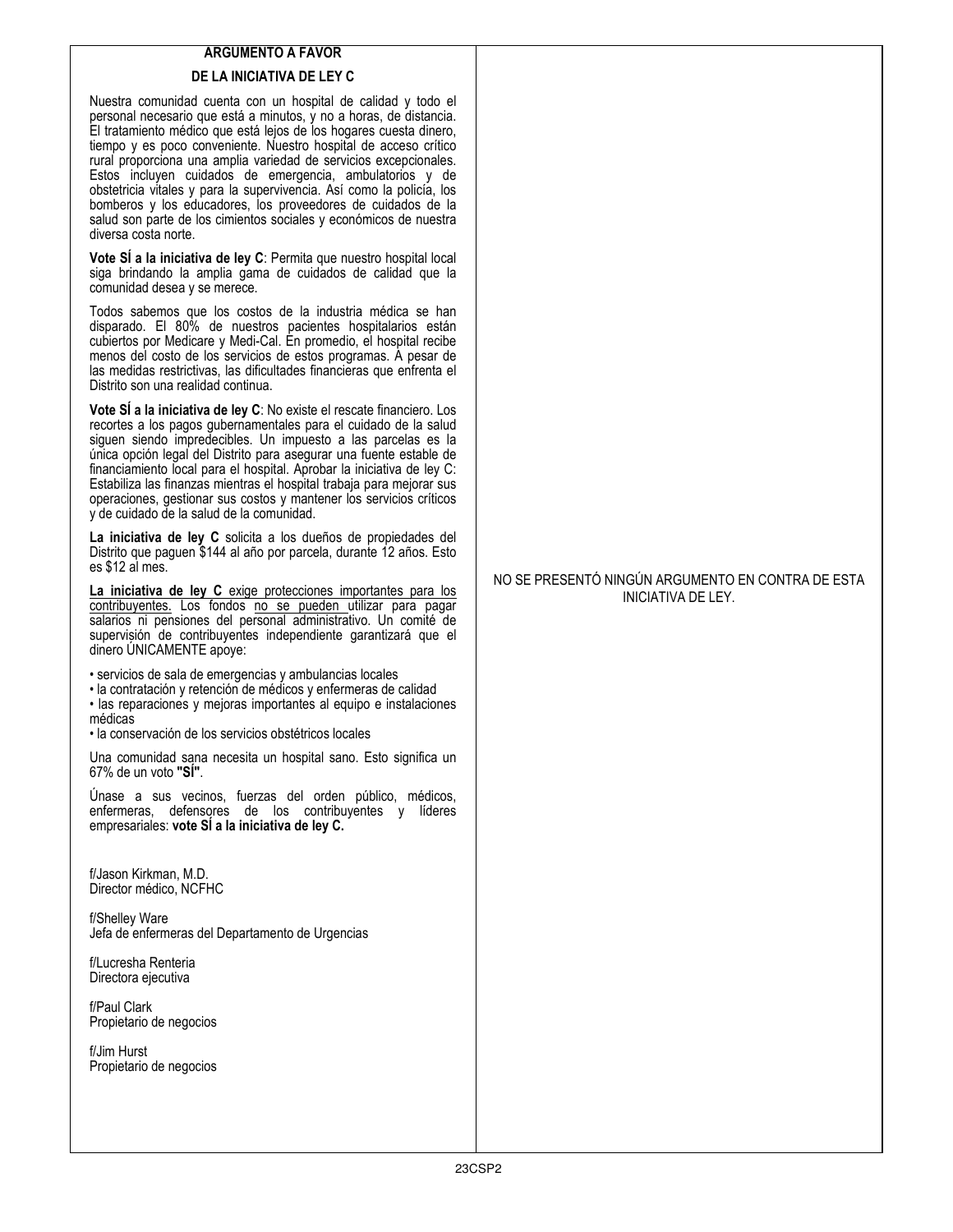## ARGUMENTO A FAVOR DE LA INICIATIVA DE LEY C

Nuestra comunidad cuenta con un hospital de calidad y todo el personal necesario que está a minutos, y no a horas, de distancia. El tratamiento médico que está lejos de los hogares cuesta dinero, tiempo y es poco conveniente. Nuestro hospital de acceso crítico rural proporciona una amplia variedad de servicios excepcionales. Estos incluyen cuidados de emergencia, ambulatorios y de obstetricia vitales y para la supervivencia. Así como la policía, los bomberos y los educadores, los proveedores de cuidados de la salud son parte de los cimientos sociales y económicos de nuestra diversa costa norte.

**Vote SÍ a la iniciativa de ley C**: Permita que nuestro hospital local siga brindando la amplia gama de cuidados de calidad que la comunidad desea y se merece.

Todos sabemos que los costos de la industria médica se han disparado. El 80% de nuestros pacientes hospitalarios están cubiertos por Medicare y Medi-Cal. En promedio, el hospital recibe menos del costo de los servicios de estos programas. A pesar de las medidas restrictivas, las dificultades financieras que enfrenta el Distrito son una realidad continua.

**Vote SÍ a la iniciativa de ley C**: No existe el rescate financiero. Los recortes a los pagos gubernamentales para el cuidado de la salud siguen siendo impredecibles. Un impuesto a las parcelas es la única opción legal del Distrito para asegurar una fuente estable de financiamiento local para el hospital. Aprobar la iniciativa de ley C: Estabiliza las finanzas mientras el hospital trabaja para mejorar sus operaciones, gestionar sus costos y mantener los servicios críticos y de cuidado de la salud de la comunidad.

**La iniciativa de ley C** solicita a los dueños de propiedades del Distrito que paguen $144 al año por parcela, durante 12 años. Esto es $12 al mes.

**La iniciativa de ley C** exige protecciones importantes para los contribuyentes. Los fondos no se pueden utilizar para pagar salarios ni pensiones del personal administrativo. Un comité de supervisión de contribuyentes independiente garantizará que el dinero ÚNICAMENTE apoye:

- servicios de sala de emergencias y ambulancias locales
- la contratación y retención de médicos y enfermeras de calidad
- las reparaciones y mejoras importantes al equipo e instalaciones médicas
- la conservación de los servicios obstétricos locales

Una comunidad sana necesita un hospital sano. Esto significa un 67% de un voto **"SÍ"**.

Únase a sus vecinos, fuerzas del orden público, médicos, enfermeras, defensores de los contribuyentes y líderes empresariales: **vote SÍ a la iniciativa de ley C.**

f/Jason Kirkman, M.D.
Director médico, NCFHC

f/Shelley Ware
Jefa de enfermeras del Departamento de Urgencias

f/Lucresha Renteria
Directora ejecutiva

f/Paul Clark
Propietario de negocios

f/Jim Hurst
Propietario de negocios

NO SE PRESENTÓ NINGÚN ARGUMENTO EN CONTRA DE ESTA INICIATIVA DE LEY.

23CSP2